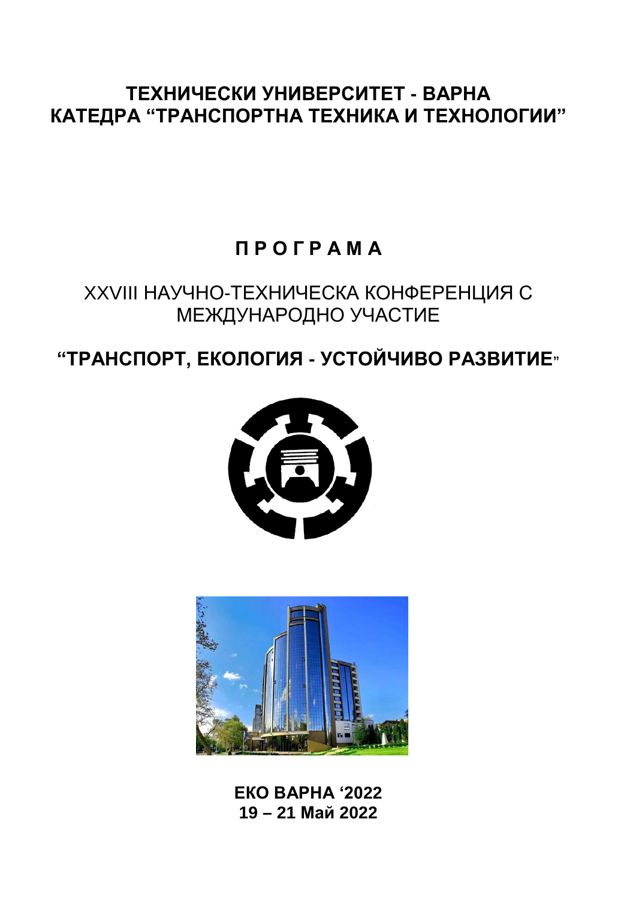# ТЕХНИЧЕСКИ УНИВЕРСИТЕТ - ВАРНА
# КАТЕДРА “ТРАНСПОРТНА ТЕХНИКА И ТЕХНОЛОГИИ”

## П Р О Г Р А М А

XXVIII НАУЧНО-ТЕХНИЧЕСКА КОНФЕРЕНЦИЯ С МЕЖДУНАРОДНО УЧАСТИЕ

## “ТРАНСПОРТ, ЕКОЛОГИЯ - УСТОЙЧИВО РАЗВИТИЕ”

**ЕКО ВАРНА ‘2022**
**19 – 21 Май 2022**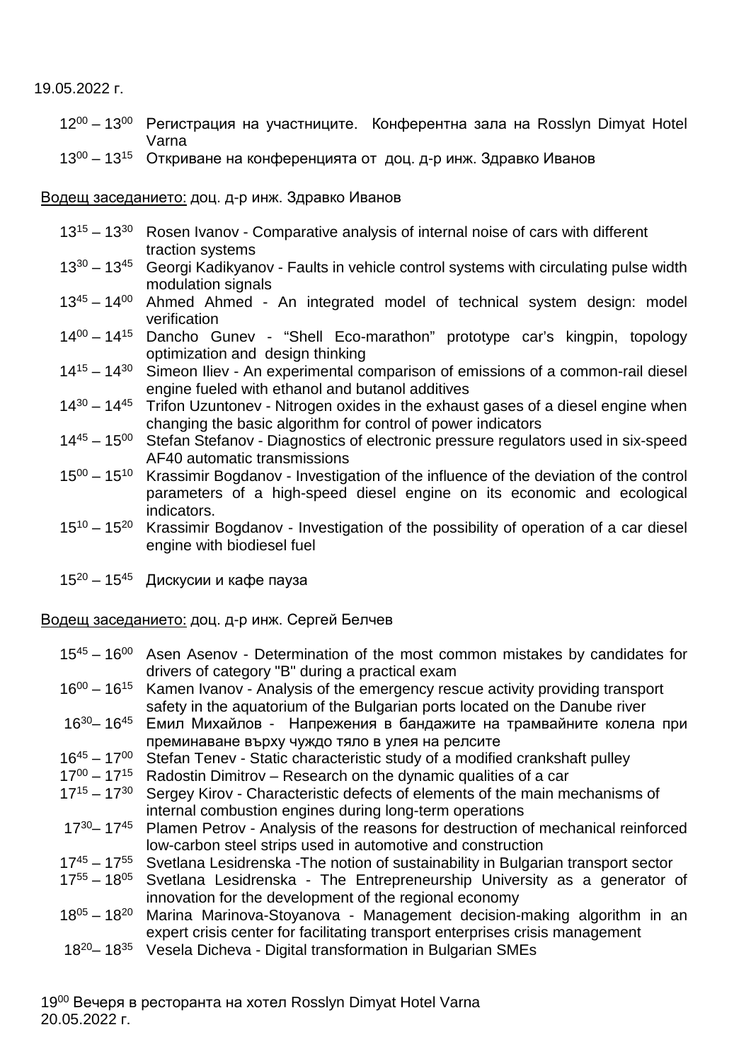19.05.2022 г.

$12^{00} – 13^{00}$ Регистрация на участниците. Конферентна зала на Rosslyn Dimyat Hotel Varna

$13^{00} – 13^{15}$ Откриване на конференцията от доц. д-р инж. Здравко Иванов

Водещ заседанието: доц. д-р инж. Здравко Иванов

$13^{15} – 13^{30}$ Rosen Ivanov - Comparative analysis of internal noise of cars with different traction systems

$13^{30} – 13^{45}$ Georgi Kadikyanov - Faults in vehicle control systems with circulating pulse width modulation signals

$13^{45} – 14^{00}$ Ahmed Ahmed - An integrated model of technical system design: model verification

$14^{00} – 14^{15}$ Dancho Gunev - “Shell Eco-marathon” prototype car’s kingpin, topology optimization and design thinking

$14^{15} – 14^{30}$ Simeon Iliev - An experimental comparison of emissions of a common-rail diesel engine fueled with ethanol and butanol additives

$14^{30} – 14^{45}$ Trifon Uzuntonev - Nitrogen oxides in the exhaust gases of a diesel engine when changing the basic algorithm for control of power indicators

$14^{45} – 15^{00}$ Stefan Stefanov - Diagnostics of electronic pressure regulators used in six-speed AF40 automatic transmissions

$15^{00} – 15^{10}$ Krassimir Bogdanov - Investigation of the influence of the deviation of the control parameters of a high-speed diesel engine on its economic and ecological indicators.

$15^{10} – 15^{20}$ Krassimir Bogdanov - Investigation of the possibility of operation of a car diesel engine with biodiesel fuel

$15^{20} – 15^{45}$ Дискусии и кафе пауза

Водещ заседанието: доц. д-р инж. Сергей Белчев

$15^{45} – 16^{00}$ Asen Asenov - Determination of the most common mistakes by candidates for drivers of category "B" during a practical exam

$16^{00} – 16^{15}$ Kamen Ivanov - Analysis of the emergency rescue activity providing transport safety in the aquatorium of the Bulgarian ports located on the Danube river

$16^{30}– 16^{45}$ Емил Михайлов - Напрежения в бандажите на трамвайните колела при преминаване върху чуждо тяло в улея на релсите

$16^{45} – 17^{00}$ Stefan Tenev - Static characteristic study of a modified crankshaft pulley

$17^{00} – 17^{15}$ Radostin Dimitrov – Research on the dynamic qualities of a car

$17^{15} – 17^{30}$ Sergey Kirov - Characteristic defects of elements of the main mechanisms of internal combustion engines during long-term operations

$17^{30}– 17^{45}$ Plamen Petrov - Analysis of the reasons for destruction of mechanical reinforced low-carbon steel strips used in automotive and construction

$17^{45} – 17^{55}$ Svetlana Lesidrenska -The notion of sustainability in Bulgarian transport sector

$17^{55} – 18^{05}$ Svetlana Lesidrenska - The Entrepreneurship University as a generator of innovation for the development of the regional economy

$18^{05} – 18^{20}$ Marina Marinova-Stoyanova - Management decision-making algorithm in an expert crisis center for facilitating transport enterprises crisis management

$18^{20}– 18^{35}$ Vesela Dicheva - Digital transformation in Bulgarian SMEs

$19^{00}$ Вечеря в ресторанта на хотел Rosslyn Dimyat Hotel Varna

20.05.2022 г.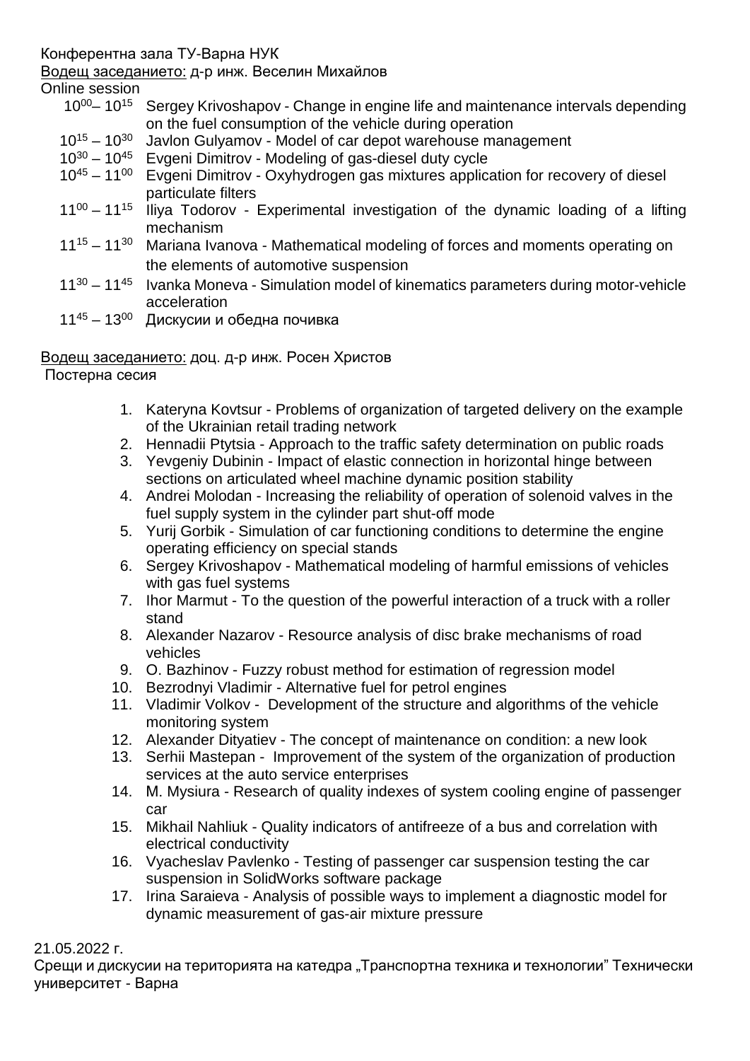Конферентна зала ТУ-Варна НУК

Водещ заседанието: д-р инж. Веселин Михайлов

Online session

- $10^{00}$– $10^{15}$ Sergey Krivoshapov - Change in engine life and maintenance intervals depending on the fuel consumption of the vehicle during operation
- $10^{15}$ – $10^{30}$ Javlon Gulyamov - Model of car depot warehouse management
- $10^{30}$ – $10^{45}$ Evgeni Dimitrov - Modeling of gas-diesel duty cycle
- $10^{45}$ – $11^{00}$ Evgeni Dimitrov - Oxyhydrogen gas mixtures application for recovery of diesel particulate filters
- $11^{00}$ – $11^{15}$ Iliya Todorov - Experimental investigation of the dynamic loading of a lifting mechanism
- $11^{15}$ – $11^{30}$ Mariana Ivanova - Mathematical modeling of forces and moments operating on the elements of automotive suspension
- $11^{30}$ – $11^{45}$ Ivanka Moneva - Simulation model of kinematics parameters during motor-vehicle acceleration
- $11^{45}$ – $13^{00}$ Дискусии и обедна почивка

Водещ заседанието: доц. д-р инж. Росен Христов

Постерна сесия

1. Kateryna Kovtsur - Problems of organization of targeted delivery on the example of the Ukrainian retail trading network
2. Hennadii Ptytsia - Approach to the traffic safety determination on public roads
3. Yevgeniy Dubinin - Impact of elastic connection in horizontal hinge between sections on articulated wheel machine dynamic position stability
4. Andrei Molodan - Increasing the reliability of operation of solenoid valves in the fuel supply system in the cylinder part shut-off mode
5. Yurij Gorbik - Simulation of car functioning conditions to determine the engine operating efficiency on special stands
6. Sergey Krivoshapov - Mathematical modeling of harmful emissions of vehicles with gas fuel systems
7. Ihor Marmut - To the question of the powerful interaction of a truck with a roller stand
8. Alexander Nazarov - Resource analysis of disc brake mechanisms of road vehicles
9. O. Bazhinov - Fuzzy robust method for estimation of regression model
10. Bezrodnyi Vladimir - Alternative fuel for petrol engines
11. Vladimir Volkov - Development of the structure and algorithms of the vehicle monitoring system
12. Alexander Dityatiev - The concept of maintenance on condition: a new look
13. Serhii Mastepan - Improvement of the system of the organization of production services at the auto service enterprises
14. M. Mysiura - Research of quality indexes of system cooling engine of passenger car
15. Mikhail Nahliuk - Quality indicators of antifreeze of a bus and correlation with electrical conductivity
16. Vyacheslav Pavlenko - Testing of passenger car suspension testing the car suspension in SolidWorks software package
17. Irina Saraieva - Analysis of possible ways to implement a diagnostic model for dynamic measurement of gas-air mixture pressure

21.05.2022 г.

Срещи и дискусии на територията на катедра „Транспортна техника и технологии" Технически университет - Варна